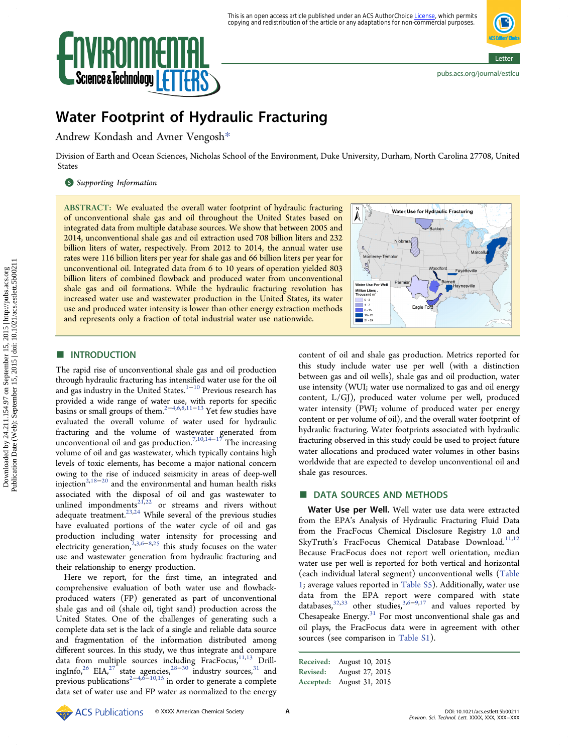# Water Footprint of Hydraulic Fracturing

Andrew Kondash and Avner Vengosh*

Division of Earth and Ocean Sciences, Nicholas School of the Environment, Duke University, Durham, North Carolina 27708, United States

Supporting Information

**ABSTRACT:** We evaluated the overall water footprint of hydraulic fracturing of unconventional shale gas and oil throughout the United States based on integrated data from multiple database sources. We show that between 2005 and 2014, unconventional shale gas and oil extraction used 708 billion liters and 232 billion liters of water, respectively. From 2012 to 2014, the annual water use rates were 116 billion liters per year for shale gas and 66 billion liters per year for unconventional oil. Integrated data from 6 to 10 years of operation yielded 803 billion liters of combined flowback and produced water from unconventional shale gas and oil formations. While the hydraulic fracturing revolution has increased water use and wastewater production in the United States, its water use and produced water intensity is lower than other energy extraction methods and represents only a fraction of total industrial water use nationwide.

## ■ INTRODUCTION

The rapid rise of unconventional shale gas and oil production through hydraulic fracturing has intensified water use for the oil and gas industry in the United States.[1−10] Previous research has provided a wide range of water use, with reports for specific basins or small groups of them.[2−4,6,8,11−13] Yet few studies have evaluated the overall volume of water used for hydraulic fracturing and the volume of wastewater generated from unconventional oil and gas production.[7,10,14−17] The increasing volume of oil and gas wastewater, which typically contains high levels of toxic elements, has become a major national concern owing to the rise of induced seismicity in areas of deep-well injection[2,18−20] and the environmental and human health risks associated with the disposal of oil and gas wastewater to unlined impoundments[21,22] or streams and rivers without adequate treatment.[23,24] While several of the previous studies have evaluated portions of the water cycle of oil and gas production including water intensity for processing and electricity generation,[2,3,6−8,25] this study focuses on the water use and wastewater generation from hydraulic fracturing and their relationship to energy production.

Here we report, for the first time, an integrated and comprehensive evaluation of both water use and flowback-produced waters (FP) generated as part of unconventional shale gas and oil (shale oil, tight sand) production across the United States. One of the challenges of generating such a complete data set is the lack of a single and reliable data source and fragmentation of the information distributed among different sources. In this study, we thus integrate and compare data from multiple sources including FracFocus,[11,13] DrillingInfo,[26] EIA,[27] state agencies,[28−30] industry sources,[31] and previous publications[2−4,6−10,15] in order to generate a complete data set of water use and FP water as normalized to the energy content of oil and shale gas production. Metrics reported for this study include water use per well (with a distinction between gas and oil wells), shale gas and oil production, water use intensity (WUI; water use normalized to gas and oil energy content, L/GJ), produced water volume per well, produced water intensity (PWI; volume of produced water per energy content or per volume of oil), and the overall water footprint of hydraulic fracturing. Water footprints associated with hydraulic fracturing observed in this study could be used to project future water allocations and produced water volumes in other basins worldwide that are expected to develop unconventional oil and shale gas resources.

## ■ DATA SOURCES AND METHODS

**Water Use per Well.** Well water use data were extracted from the EPA's Analysis of Hydraulic Fracturing Fluid Data from the FracFocus Chemical Disclosure Registry 1.0 and SkyTruth's FracFocus Chemical Database Download.[11,12] Because FracFocus does not report well orientation, median water use per well is reported for both vertical and horizontal (each individual lateral segment) unconventional wells (Table 1; average values reported in Table S5). Additionally, water use data from the EPA report were compared with state databases,[32,33] other studies,[3,6−9,17] and values reported by Chesapeake Energy.[31] For most unconventional shale gas and oil plays, the FracFocus data were in agreement with other sources (see comparison in Table S1).

Received: August 10, 2015
Revised: August 27, 2015
Accepted: August 31, 2015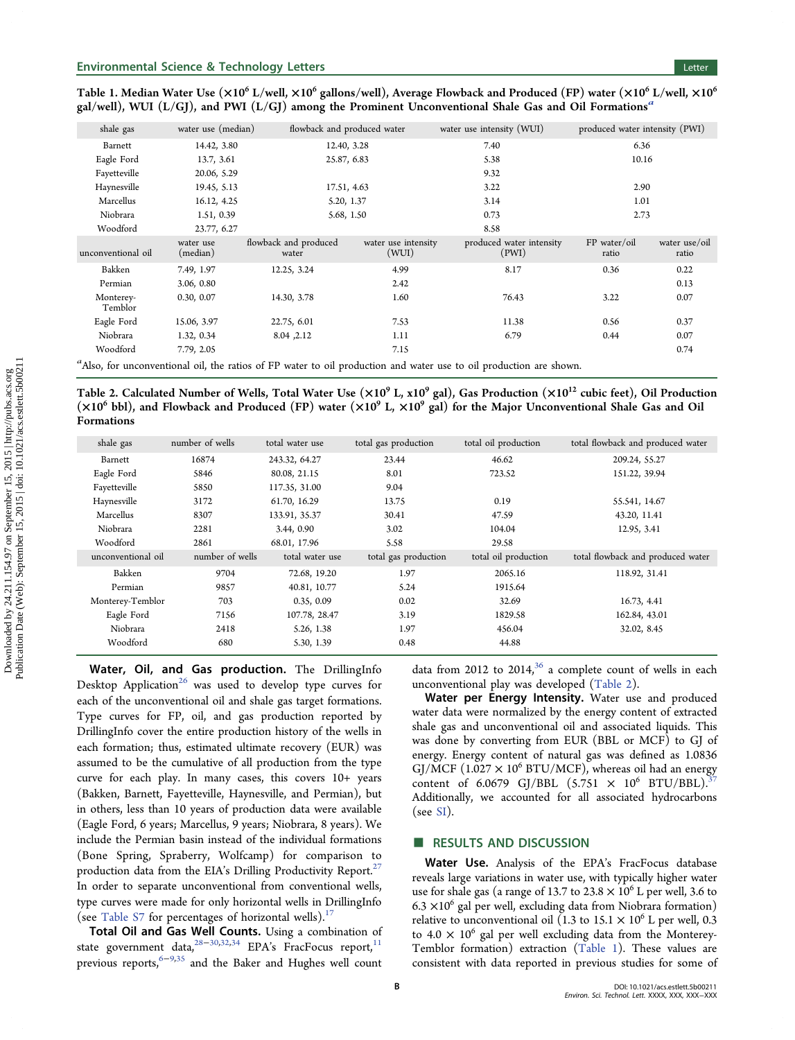**Table 1. Median Water Use ($\times 10^6$ L/well, $\times 10^6$ gallons/well), Average Flowback and Produced (FP) water ($\times 10^6$ L/well, $\times 10^6$ gal/well), WUI (L/GJ), and PWI (L/GJ) among the Prominent Unconventional Shale Gas and Oil Formations**[a]

| shale gas | water use (median) | flowback and produced water | water use intensity (WUI) | produced water intensity (PWI) | |
|---|---|---|---|---|---|
| Barnett | 14.42, 3.80 | 12.40, 3.28 | 7.40 | 6.36 | |
| Eagle Ford | 13.7, 3.61 | 25.87, 6.83 | 5.38 | 10.16 | |
| Fayetteville | 20.06, 5.29 | | 9.32 | | |
| Haynesville | 19.45, 5.13 | 17.51, 4.63 | 3.22 | 2.90 | |
| Marcellus | 16.12, 4.25 | 5.20, 1.37 | 3.14 | 1.01 | |
| Niobrara | 1.51, 0.39 | 5.68, 1.50 | 0.73 | 2.73 | |
| Woodford | 23.77, 6.27 | | 8.58 | | |
| **unconventional oil** | **water use (median)** | **flowback and produced water** | **water use intensity (WUI)** | **produced water intensity (PWI)** | **FP water/oil ratio** | **water use/oil ratio** |
| Bakken | 7.49, 1.97 | 12.25, 3.24 | 4.99 | 8.17 | 0.36 | 0.22 |
| Permian | 3.06, 0.80 | | 2.42 | | | 0.13 |
| Monterey-Temblor | 0.30, 0.07 | 14.30, 3.78 | 1.60 | 76.43 | 3.22 | 0.07 |
| Eagle Ford | 15.06, 3.97 | 22.75, 6.01 | 7.53 | 11.38 | 0.56 | 0.37 |
| Niobrara | 1.32, 0.34 | 8.04 ,2.12 | 1.11 | 6.79 | 0.44 | 0.07 |
| Woodford | 7.79, 2.05 | | 7.15 | | | 0.74 |

[a]Also, for unconventional oil, the ratios of FP water to oil production and water use to oil production are shown.

**Table 2. Calculated Number of Wells, Total Water Use ($\times 10^9$ L, x$10^9$ gal), Gas Production ($\times 10^{12}$ cubic feet), Oil Production ($\times 10^6$ bbl), and Flowback and Produced (FP) water ($\times 10^9$ L, $\times 10^9$ gal) for the Major Unconventional Shale Gas and Oil Formations**

| shale gas | number of wells | total water use | total gas production | total oil production | total flowback and produced water |
|---|---|---|---|---|---|
| Barnett | 16874 | 243.32, 64.27 | 23.44 | 46.62 | 209.24, 55.27 |
| Eagle Ford | 5846 | 80.08, 21.15 | 8.01 | 723.52 | 151.22, 39.94 |
| Fayetteville | 5850 | 117.35, 31.00 | 9.04 | | |
| Haynesville | 3172 | 61.70, 16.29 | 13.75 | 0.19 | 55.541, 14.67 |
| Marcellus | 8307 | 133.91, 35.37 | 30.41 | 47.59 | 43.20, 11.41 |
| Niobrara | 2281 | 3.44, 0.90 | 3.02 | 104.04 | 12.95, 3.41 |
| Woodford | 2861 | 68.01, 17.96 | 5.58 | 29.58 | |
| **unconventional oil** | **number of wells** | **total water use** | **total gas production** | **total oil production** | **total flowback and produced water** |
| Bakken | 9704 | 72.68, 19.20 | 1.97 | 2065.16 | 118.92, 31.41 |
| Permian | 9857 | 40.81, 10.77 | 5.24 | 1915.64 | |
| Monterey-Temblor | 703 | 0.35, 0.09 | 0.02 | 32.69 | 16.73, 4.41 |
| Eagle Ford | 7156 | 107.78, 28.47 | 3.19 | 1829.58 | 162.84, 43.01 |
| Niobrara | 2418 | 5.26, 1.38 | 1.97 | 456.04 | 32.02, 8.45 |
| Woodford | 680 | 5.30, 1.39 | 0.48 | 44.88 | |

**Water, Oil, and Gas production.** The DrillingInfo Desktop Application[26] was used to develop type curves for each of the unconventional oil and shale gas target formations. Type curves for FP, oil, and gas production reported by DrillingInfo cover the entire production history of the wells in each formation; thus, estimated ultimate recovery (EUR) was assumed to be the cumulative of all production from the type curve for each play. In many cases, this covers 10+ years (Bakken, Barnett, Fayetteville, Haynesville, and Permian), but in others, less than 10 years of production data were available (Eagle Ford, 6 years; Marcellus, 9 years; Niobrara, 8 years). We include the Permian basin instead of the individual formations (Bone Spring, Spraberry, Wolfcamp) for comparison to production data from the EIA's Drilling Productivity Report.[27] In order to separate unconventional from conventional wells, type curves were made for only horizontal wells in DrillingInfo (see Table S7 for percentages of horizontal wells).[17]

**Total Oil and Gas Well Counts.** Using a combination of state government data,[28−30,32,34] EPA's FracFocus report,[11] previous reports,[6−9,35] and the Baker and Hughes well count data from 2012 to 2014,[36] a complete count of wells in each unconventional play was developed (Table 2).

**Water per Energy Intensity.** Water use and produced water data were normalized by the energy content of extracted shale gas and unconventional oil and associated liquids. This was done by converting from EUR (BBL or MCF) to GJ of energy. Energy content of natural gas was defined as 1.0836 GJ/MCF ($1.027 \times 10^6$ BTU/MCF), whereas oil had an energy content of 6.0679 GJ/BBL ($5.751 \times 10^6$ BTU/BBL).[37] Additionally, we accounted for all associated hydrocarbons (see SI).

## ■ RESULTS AND DISCUSSION

**Water Use.** Analysis of the EPA's FracFocus database reveals large variations in water use, with typically higher water use for shale gas (a range of 13.7 to $23.8 \times 10^6$ L per well, 3.6 to $6.3 \times 10^6$ gal per well, excluding data from Niobrara formation) relative to unconventional oil (1.3 to $15.1 \times 10^6$ L per well, 0.3 to $4.0 \times 10^6$ gal per well excluding data from the Monterey-Temblor formation) extraction (Table 1). These values are consistent with data reported in previous studies for some of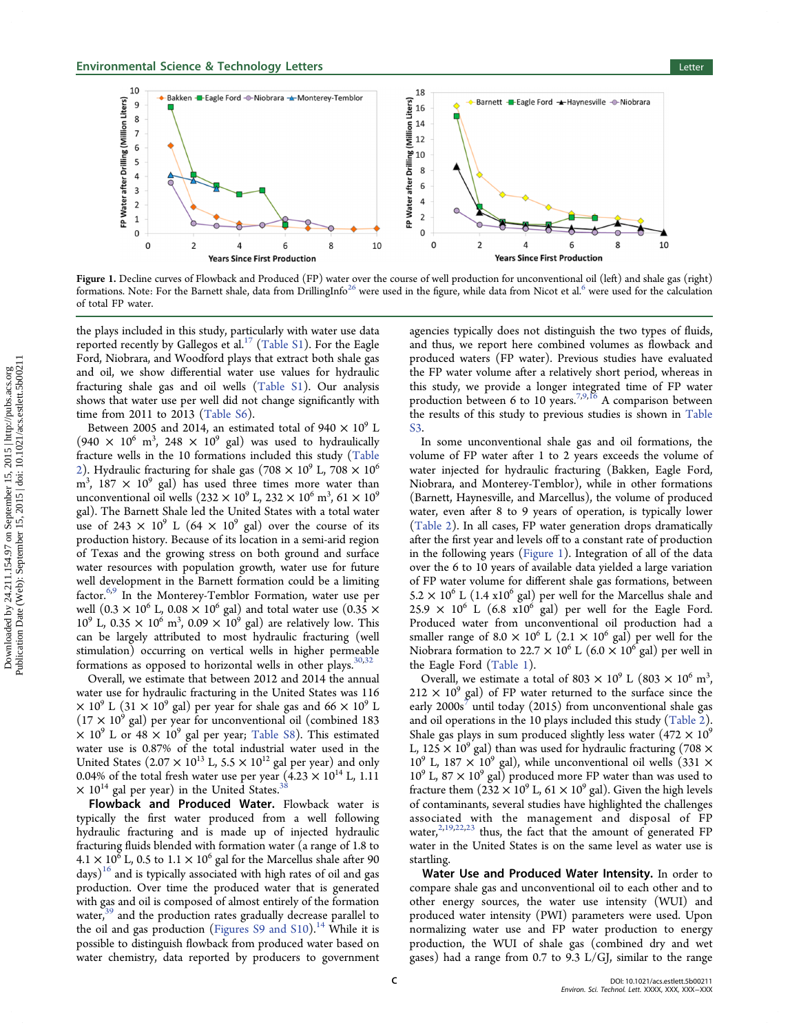Figure 1. Decline curves of Flowback and Produced (FP) water over the course of well production for unconventional oil (left) and shale gas (right) formations. Note: For the Barnett shale, data from DrillingInfo[26] were used in the figure, while data from Nicot et al.[6] were used for the calculation of total FP water.

the plays included in this study, particularly with water use data reported recently by Gallegos et al.[17] (Table S1). For the Eagle Ford, Niobrara, and Woodford plays that extract both shale gas and oil, we show differential water use values for hydraulic fracturing shale gas and oil wells (Table S1). Our analysis shows that water use per well did not change significantly with time from 2011 to 2013 (Table S6).

Between 2005 and 2014, an estimated total of 940 × $10^9$ L (940 × $10^6$ $m^3$, 248 × $10^9$ gal) was used to hydraulically fracture wells in the 10 formations included this study (Table 2). Hydraulic fracturing for shale gas (708 × $10^9$ L, 708 × $10^6$ $m^3$, 187 × $10^9$ gal) has used three times more water than unconventional oil wells (232 × $10^9$ L, 232 × $10^6$ $m^3$, 61 × $10^9$ gal). The Barnett Shale led the United States with a total water use of 243 × $10^9$ L (64 × $10^9$ gal) over the course of its production history. Because of its location in a semi-arid region of Texas and the growing stress on both ground and surface water resources with population growth, water use for future well development in the Barnett formation could be a limiting factor.[6,9] In the Monterey-Temblor Formation, water use per well (0.3 × $10^6$ L, 0.08 × $10^6$ gal) and total water use (0.35 × $10^9$ L, 0.35 × $10^6$ $m^3$, 0.09 × $10^9$ gal) are relatively low. This can be largely attributed to most hydraulic fracturing (well stimulation) occurring on vertical wells in higher permeable formations as opposed to horizontal wells in other plays.[30,32]

Overall, we estimate that between 2012 and 2014 the annual water use for hydraulic fracturing in the United States was 116 × $10^9$ L (31 × $10^9$ gal) per year for shale gas and 66 × $10^9$ L (17 × $10^9$ gal) per year for unconventional oil (combined 183 × $10^9$ L or 48 × $10^9$ gal per year; Table S8). This estimated water use is 0.87% of the total industrial water used in the United States (2.07 × $10^{13}$ L, 5.5 × $10^{12}$ gal per year) and only 0.04% of the total fresh water use per year (4.23 × $10^{14}$ L, 1.11 × $10^{14}$ gal per year) in the United States.[38]

**Flowback and Produced Water.** Flowback water is typically the first water produced from a well following hydraulic fracturing and is made up of injected hydraulic fracturing fluids blended with formation water (a range of 1.8 to 4.1 × $10^6$ L, 0.5 to 1.1 × $10^6$ gal for the Marcellus shale after 90 days)[16] and is typically associated with high rates of oil and gas production. Over time the produced water that is generated with gas and oil is composed of almost entirely of the formation water,[39] and the production rates gradually decrease parallel to the oil and gas production (Figures S9 and S10).[14] While it is possible to distinguish flowback from produced water based on water chemistry, data reported by producers to government agencies typically does not distinguish the two types of fluids, and thus, we report here combined volumes as flowback and produced waters (FP water). Previous studies have evaluated the FP water volume after a relatively short period, whereas in this study, we provide a longer integrated time of FP water production between 6 to 10 years.[7,9,16] A comparison between the results of this study to previous studies is shown in Table S3.

In some unconventional shale gas and oil formations, the volume of FP water after 1 to 2 years exceeds the volume of water injected for hydraulic fracturing (Bakken, Eagle Ford, Niobrara, and Monterey-Temblor), while in other formations (Barnett, Haynesville, and Marcellus), the volume of produced water, even after 8 to 9 years of operation, is typically lower (Table 2). In all cases, FP water generation drops dramatically after the first year and levels off to a constant rate of production in the following years (Figure 1). Integration of all of the data over the 6 to 10 years of available data yielded a large variation of FP water volume for different shale gas formations, between 5.2 × $10^6$ L (1.4 x$10^6$ gal) per well for the Marcellus shale and 25.9 × $10^6$ L (6.8 x$10^6$ gal) per well for the Eagle Ford. Produced water from unconventional oil production had a smaller range of 8.0 × $10^6$ L (2.1 × $10^6$ gal) per well for the Niobrara formation to 22.7 × $10^6$ L (6.0 × $10^6$ gal) per well in the Eagle Ford (Table 1).

Overall, we estimate a total of 803 × $10^9$ L (803 × $10^6$ $m^3$, 212 × $10^9$ gal) of FP water returned to the surface since the early 2000s[7] until today (2015) from unconventional shale gas and oil operations in the 10 plays included this study (Table 2). Shale gas plays in sum produced slightly less water (472 × $10^9$ L, 125 × $10^9$ gal) than was used for hydraulic fracturing (708 × $10^9$ L, 187 × $10^9$ gal), while unconventional oil wells (331 × $10^9$ L, 87 × $10^9$ gal) produced more FP water than was used to fracture them (232 × $10^9$ L, 61 × $10^9$ gal). Given the high levels of contaminants, several studies have highlighted the challenges associated with the management and disposal of FP water,[2,19,22,23] thus, the fact that the amount of generated FP water in the United States is on the same level as water use is startling.

**Water Use and Produced Water Intensity.** In order to compare shale gas and unconventional oil to each other and to other energy sources, the water use intensity (WUI) and produced water intensity (PWI) parameters were used. Upon normalizing water use and FP water production to energy production, the WUI of shale gas (combined dry and wet gases) had a range from 0.7 to 9.3 L/GJ, similar to the range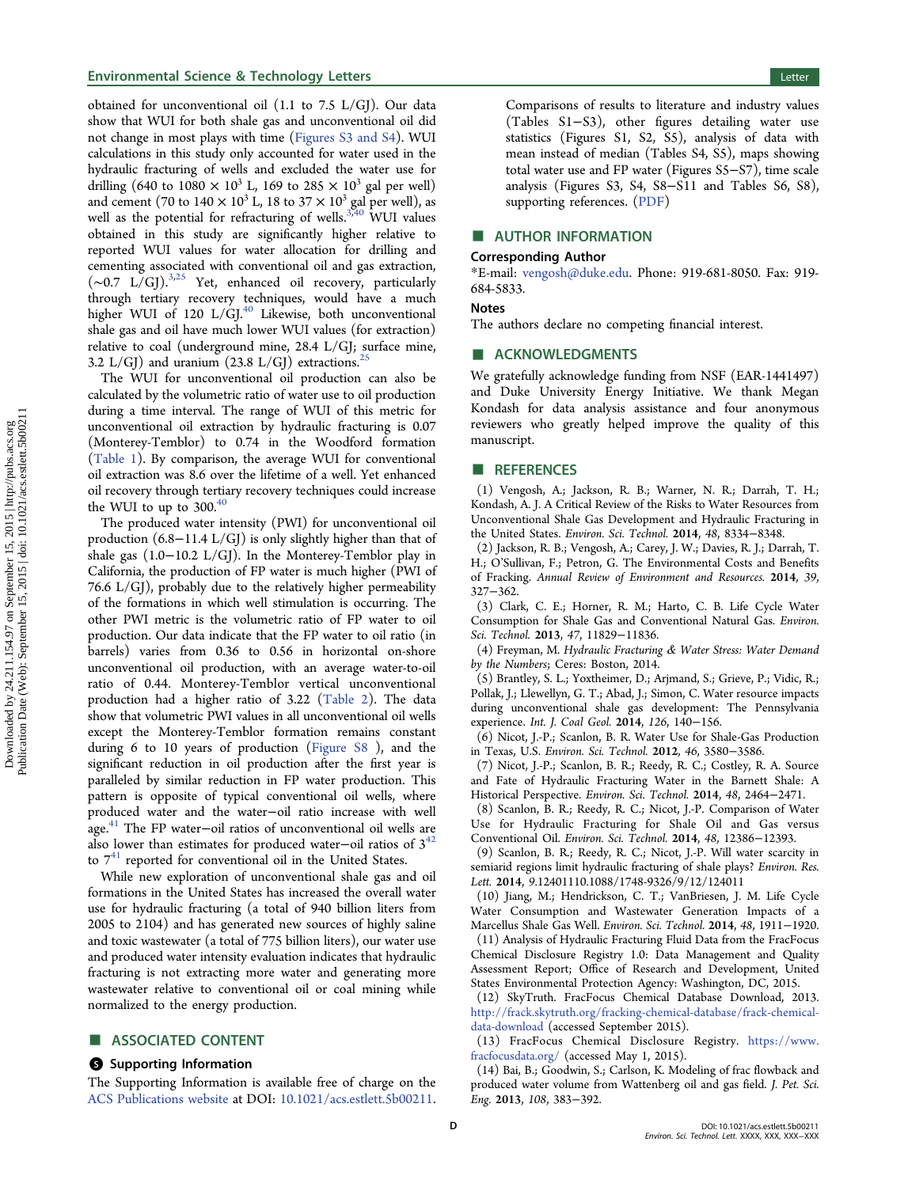obtained for unconventional oil (1.1 to 7.5 L/GJ). Our data show that WUI for both shale gas and unconventional oil did not change in most plays with time (Figures S3 and S4). WUI calculations in this study only accounted for water used in the hydraulic fracturing of wells and excluded the water use for drilling (640 to 1080 × $10^3$ L, 169 to 285 × $10^3$ gal per well) and cement (70 to 140 × $10^3$ L, 18 to 37 × $10^3$ gal per well), as well as the potential for refracturing of wells.[3,40] WUI values obtained in this study are significantly higher relative to reported WUI values for water allocation for drilling and cementing associated with conventional oil and gas extraction, (∼0.7 L/GJ).[3,25] Yet, enhanced oil recovery, particularly through tertiary recovery techniques, would have a much higher WUI of 120 L/GJ.[40] Likewise, both unconventional shale gas and oil have much lower WUI values (for extraction) relative to coal (underground mine, 28.4 L/GJ; surface mine, 3.2 L/GJ) and uranium (23.8 L/GJ) extractions.[25]

The WUI for unconventional oil production can also be calculated by the volumetric ratio of water use to oil production during a time interval. The range of WUI of this metric for unconventional oil extraction by hydraulic fracturing is 0.07 (Monterey-Temblor) to 0.74 in the Woodford formation (Table 1). By comparison, the average WUI for conventional oil extraction was 8.6 over the lifetime of a well. Yet enhanced oil recovery through tertiary recovery techniques could increase the WUI to up to 300.[40]

The produced water intensity (PWI) for unconventional oil production (6.8−11.4 L/GJ) is only slightly higher than that of shale gas (1.0−10.2 L/GJ). In the Monterey-Temblor play in California, the production of FP water is much higher (PWI of 76.6 L/GJ), probably due to the relatively higher permeability of the formations in which well stimulation is occurring. The other PWI metric is the volumetric ratio of FP water to oil production. Our data indicate that the FP water to oil ratio (in barrels) varies from 0.36 to 0.56 in horizontal on-shore unconventional oil production, with an average water-to-oil ratio of 0.44. Monterey-Temblor vertical unconventional production had a higher ratio of 3.22 (Table 2). The data show that volumetric PWI values in all unconventional oil wells except the Monterey-Temblor formation remains constant during 6 to 10 years of production (Figure S8 ), and the significant reduction in oil production after the first year is paralleled by similar reduction in FP water production. This pattern is opposite of typical conventional oil wells, where produced water and the water−oil ratio increase with well age.[41] The FP water−oil ratios of unconventional oil wells are also lower than estimates for produced water−oil ratios of 3[42] to 7[41] reported for conventional oil in the United States.

While new exploration of unconventional shale gas and oil formations in the United States has increased the overall water use for hydraulic fracturing (a total of 940 billion liters from 2005 to 2104) and has generated new sources of highly saline and toxic wastewater (a total of 775 billion liters), our water use and produced water intensity evaluation indicates that hydraulic fracturing is not extracting more water and generating more wastewater relative to conventional oil or coal mining while normalized to the energy production.

## ■ ASSOCIATED CONTENT

### Supporting Information

The Supporting Information is available free of charge on the ACS Publications website at DOI: 10.1021/acs.estlett.5b00211.

Comparisons of results to literature and industry values (Tables S1−S3), other figures detailing water use statistics (Figures S1, S2, S5), analysis of data with mean instead of median (Tables S4, S5), maps showing total water use and FP water (Figures S5−S7), time scale analysis (Figures S3, S4, S8−S11 and Tables S6, S8), supporting references. (PDF)

## ■ AUTHOR INFORMATION

### Corresponding Author

*E-mail: vengosh@duke.edu. Phone: 919-681-8050. Fax: 919-684-5833.

### Notes

The authors declare no competing financial interest.

## ■ ACKNOWLEDGMENTS

We gratefully acknowledge funding from NSF (EAR-1441497) and Duke University Energy Initiative. We thank Megan Kondash for data analysis assistance and four anonymous reviewers who greatly helped improve the quality of this manuscript.

## ■ REFERENCES

(1) Vengosh, A.; Jackson, R. B.; Warner, N. R.; Darrah, T. H.; Kondash, A. J. A Critical Review of the Risks to Water Resources from Unconventional Shale Gas Development and Hydraulic Fracturing in the United States. *Environ. Sci. Technol.* **2014**, *48*, 8334−8348.

(2) Jackson, R. B.; Vengosh, A.; Carey, J. W.; Davies, R. J.; Darrah, T. H.; O'Sullivan, F.; Petron, G. The Environmental Costs and Benefits of Fracking. *Annual Review of Environment and Resources.* **2014**, *39*, 327−362.

(3) Clark, C. E.; Horner, R. M.; Harto, C. B. Life Cycle Water Consumption for Shale Gas and Conventional Natural Gas. *Environ. Sci. Technol.* **2013**, *47*, 11829−11836.

(4) Freyman, M. *Hydraulic Fracturing & Water Stress: Water Demand by the Numbers*; Ceres: Boston, 2014.

(5) Brantley, S. L.; Yoxtheimer, D.; Arjmand, S.; Grieve, P.; Vidic, R.; Pollak, J.; Llewellyn, G. T.; Abad, J.; Simon, C. Water resource impacts during unconventional shale gas development: The Pennsylvania experience. *Int. J. Coal Geol.* **2014**, *126*, 140−156.

(6) Nicot, J.-P.; Scanlon, B. R. Water Use for Shale-Gas Production in Texas, U.S. *Environ. Sci. Technol.* **2012**, *46*, 3580−3586.

(7) Nicot, J.-P.; Scanlon, B. R.; Reedy, R. C.; Costley, R. A. Source and Fate of Hydraulic Fracturing Water in the Barnett Shale: A Historical Perspective. *Environ. Sci. Technol.* **2014**, *48*, 2464−2471.

(8) Scanlon, B. R.; Reedy, R. C.; Nicot, J.-P. Comparison of Water Use for Hydraulic Fracturing for Shale Oil and Gas versus Conventional Oil. *Environ. Sci. Technol.* **2014**, *48*, 12386−12393.

(9) Scanlon, B. R.; Reedy, R. C.; Nicot, J.-P. Will water scarcity in semiarid regions limit hydraulic fracturing of shale plays? *Environ. Res. Lett.* **2014**, *9*.12401110.1088/1748-9326/9/12/124011

(10) Jiang, M.; Hendrickson, C. T.; VanBriesen, J. M. Life Cycle Water Consumption and Wastewater Generation Impacts of a Marcellus Shale Gas Well. *Environ. Sci. Technol.* **2014**, *48*, 1911−1920.

(11) Analysis of Hydraulic Fracturing Fluid Data from the FracFocus Chemical Disclosure Registry 1.0: Data Management and Quality Assessment Report; Office of Research and Development, United States Environmental Protection Agency: Washington, DC, 2015.

(12) SkyTruth. FracFocus Chemical Database Download, 2013. http://frack.skytruth.org/fracking-chemical-database/frack-chemical-data-download (accessed September 2015).

(13) FracFocus Chemical Disclosure Registry. https://www.fracfocusdata.org/ (accessed May 1, 2015).

(14) Bai, B.; Goodwin, S.; Carlson, K. Modeling of frac flowback and produced water volume from Wattenberg oil and gas field. *J. Pet. Sci. Eng.* **2013**, *108*, 383−392.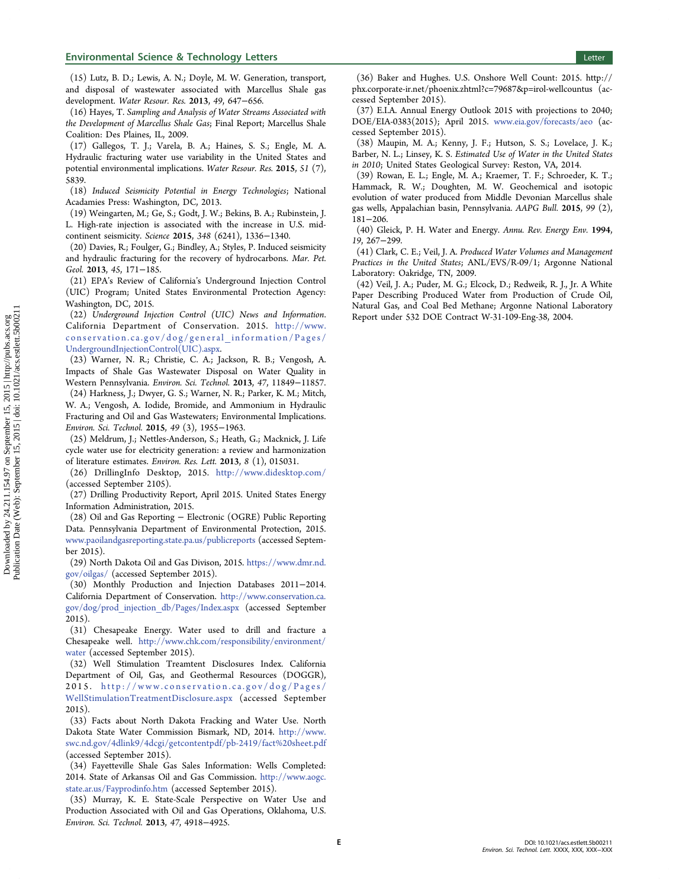(15) Lutz, B. D.; Lewis, A. N.; Doyle, M. W. Generation, transport, and disposal of wastewater associated with Marcellus Shale gas development. *Water Resour. Res.* **2013**, *49*, 647−656.

(16) Hayes, T. *Sampling and Analysis of Water Streams Associated with the Development of Marcellus Shale Gas*; Final Report; Marcellus Shale Coalition: Des Plaines, IL, 2009.

(17) Gallegos, T. J.; Varela, B. A.; Haines, S. S.; Engle, M. A. Hydraulic fracturing water use variability in the United States and potential environmental implications. *Water Resour. Res.* **2015**, *51* (7), 5839.

(18) *Induced Seismicity Potential in Energy Technologies*; National Acadamies Press: Washington, DC, 2013.

(19) Weingarten, M.; Ge, S.; Godt, J. W.; Bekins, B. A.; Rubinstein, J. L. High-rate injection is associated with the increase in U.S. mid-continent seismicity. *Science* **2015**, *348* (6241), 1336−1340.

(20) Davies, R.; Foulger, G.; Bindley, A.; Styles, P. Induced seismicity and hydraulic fracturing for the recovery of hydrocarbons. *Mar. Pet. Geol.* **2013**, *45*, 171−185.

(21) EPA's Review of California's Underground Injection Control (UIC) Program; United States Environmental Protection Agency: Washington, DC, 2015.

(22) *Underground Injection Control (UIC) News and Information*. California Department of Conservation. 2015. http://www.conservation.ca.gov/dog/general_information/Pages/UndergroundInjectionControl(UIC).aspx.

(23) Warner, N. R.; Christie, C. A.; Jackson, R. B.; Vengosh, A. Impacts of Shale Gas Wastewater Disposal on Water Quality in Western Pennsylvania. *Environ. Sci. Technol.* **2013**, *47*, 11849−11857.

(24) Harkness, J.; Dwyer, G. S.; Warner, N. R.; Parker, K. M.; Mitch, W. A.; Vengosh, A. Iodide, Bromide, and Ammonium in Hydraulic Fracturing and Oil and Gas Wastewaters; Environmental Implications. *Environ. Sci. Technol.* **2015**, *49* (3), 1955−1963.

(25) Meldrum, J.; Nettles-Anderson, S.; Heath, G.; Macknick, J. Life cycle water use for electricity generation: a review and harmonization of literature estimates. *Environ. Res. Lett.* **2013**, *8* (1), 015031.

(26) DrillingInfo Desktop, 2015. http://www.didesktop.com/ (accessed September 2105).

(27) Drilling Productivity Report, April 2015. United States Energy Information Administration, 2015.

(28) Oil and Gas Reporting − Electronic (OGRE) Public Reporting Data. Pennsylvania Department of Environmental Protection, 2015. www.paoilandgasreporting.state.pa.us/publicreports (accessed September 2015).

(29) North Dakota Oil and Gas Divison, 2015. https://www.dmr.nd.gov/oilgas/ (accessed September 2015).

(30) Monthly Production and Injection Databases 2011−2014. California Department of Conservation. http://www.conservation.ca.gov/dog/prod_injection_db/Pages/Index.aspx (accessed September 2015).

(31) Chesapeake Energy. Water used to drill and fracture a Chesapeake well. http://www.chk.com/responsibility/environment/water (accessed September 2015).

(32) Well Stimulation Treamtent Disclosures Index. California Department of Oil, Gas, and Geothermal Resources (DOGGR), 2015. http://www.conservation.ca.gov/dog/Pages/WellStimulationTreatmentDisclosure.aspx (accessed September 2015).

(33) Facts about North Dakota Fracking and Water Use. North Dakota State Water Commission Bismark, ND, 2014. http://www.swc.nd.gov/4dlink9/4dcgi/getcontentpdf/pb-2419/fact%20sheet.pdf (accessed September 2015).

(34) Fayetteville Shale Gas Sales Information: Wells Completed: 2014. State of Arkansas Oil and Gas Commission. http://www.aogc.state.ar.us/Fayprodinfo.htm (accessed September 2015).

(35) Murray, K. E. State-Scale Perspective on Water Use and Production Associated with Oil and Gas Operations, Oklahoma, U.S. *Environ. Sci. Technol.* **2013**, *47*, 4918−4925.

(36) Baker and Hughes. U.S. Onshore Well Count: 2015. http://phx.corporate-ir.net/phoenix.zhtml?c=79687&p=irol-wellcountus (accessed September 2015).

(37) E.I.A. Annual Energy Outlook 2015 with projections to 2040; DOE/EIA-0383(2015); April 2015. www.eia.gov/forecasts/aeo (accessed September 2015).

(38) Maupin, M. A.; Kenny, J. F.; Hutson, S. S.; Lovelace, J. K.; Barber, N. L.; Linsey, K. S. *Estimated Use of Water in the United States in 2010*; United States Geological Survey: Reston, VA, 2014.

(39) Rowan, E. L.; Engle, M. A.; Kraemer, T. F.; Schroeder, K. T.; Hammack, R. W.; Doughten, M. W. Geochemical and isotopic evolution of water produced from Middle Devonian Marcellus shale gas wells, Appalachian basin, Pennsylvania. *AAPG Bull.* **2015**, *99* (2), 181−206.

(40) Gleick, P. H. Water and Energy. *Annu. Rev. Energy Env.* **1994**, *19*, 267−299.

(41) Clark, C. E.; Veil, J. A. *Produced Water Volumes and Management Practices in the United States*; ANL/EVS/R-09/1; Argonne National Laboratory: Oakridge, TN, 2009.

(42) Veil, J. A.; Puder, M. G.; Elcock, D.; Redweik, R. J., Jr. A White Paper Describing Produced Water from Production of Crude Oil, Natural Gas, and Coal Bed Methane; Argonne National Laboratory Report under 532 DOE Contract W-31-109-Eng-38, 2004.